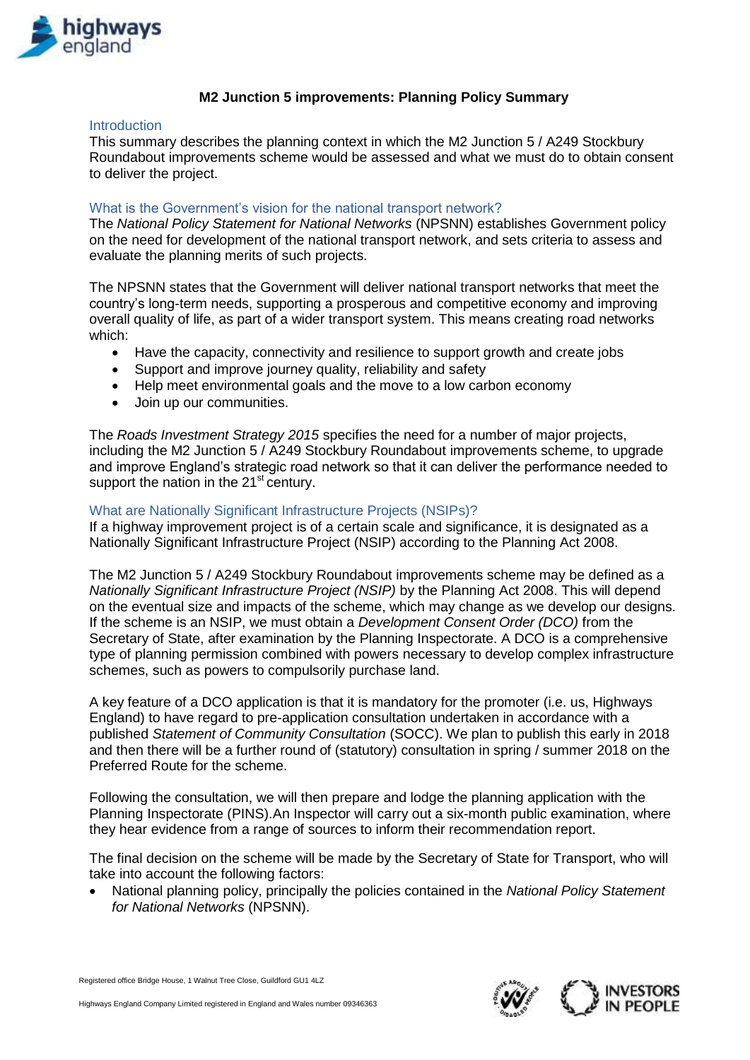# M2 Junction 5 improvements: Planning Policy Summary

## Introduction

This summary describes the planning context in which the M2 Junction 5 / A249 Stockbury Roundabout improvements scheme would be assessed and what we must do to obtain consent to deliver the project.

## What is the Government's vision for the national transport network?

The *National Policy Statement for National Networks* (NPSNN) establishes Government policy on the need for development of the national transport network, and sets criteria to assess and evaluate the planning merits of such projects.

The NPSNN states that the Government will deliver national transport networks that meet the country's long-term needs, supporting a prosperous and competitive economy and improving overall quality of life, as part of a wider transport system. This means creating road networks which:

- Have the capacity, connectivity and resilience to support growth and create jobs
- Support and improve journey quality, reliability and safety
- Help meet environmental goals and the move to a low carbon economy
- Join up our communities.

The *Roads Investment Strategy 2015* specifies the need for a number of major projects, including the M2 Junction 5 / A249 Stockbury Roundabout improvements scheme, to upgrade and improve England's strategic road network so that it can deliver the performance needed to support the nation in the 21st century.

## What are Nationally Significant Infrastructure Projects (NSIPs)?

If a highway improvement project is of a certain scale and significance, it is designated as a Nationally Significant Infrastructure Project (NSIP) according to the Planning Act 2008.

The M2 Junction 5 / A249 Stockbury Roundabout improvements scheme may be defined as a *Nationally Significant Infrastructure Project (NSIP)* by the Planning Act 2008. This will depend on the eventual size and impacts of the scheme, which may change as we develop our designs. If the scheme is an NSIP, we must obtain a *Development Consent Order (DCO)* from the Secretary of State, after examination by the Planning Inspectorate. A DCO is a comprehensive type of planning permission combined with powers necessary to develop complex infrastructure schemes, such as powers to compulsorily purchase land.

A key feature of a DCO application is that it is mandatory for the promoter (i.e. us, Highways England) to have regard to pre-application consultation undertaken in accordance with a published *Statement of Community Consultation* (SOCC). We plan to publish this early in 2018 and then there will be a further round of (statutory) consultation in spring / summer 2018 on the Preferred Route for the scheme.

Following the consultation, we will then prepare and lodge the planning application with the Planning Inspectorate (PINS).An Inspector will carry out a six-month public examination, where they hear evidence from a range of sources to inform their recommendation report.

The final decision on the scheme will be made by the Secretary of State for Transport, who will take into account the following factors:

- National planning policy, principally the policies contained in the *National Policy Statement for National Networks* (NPSNN).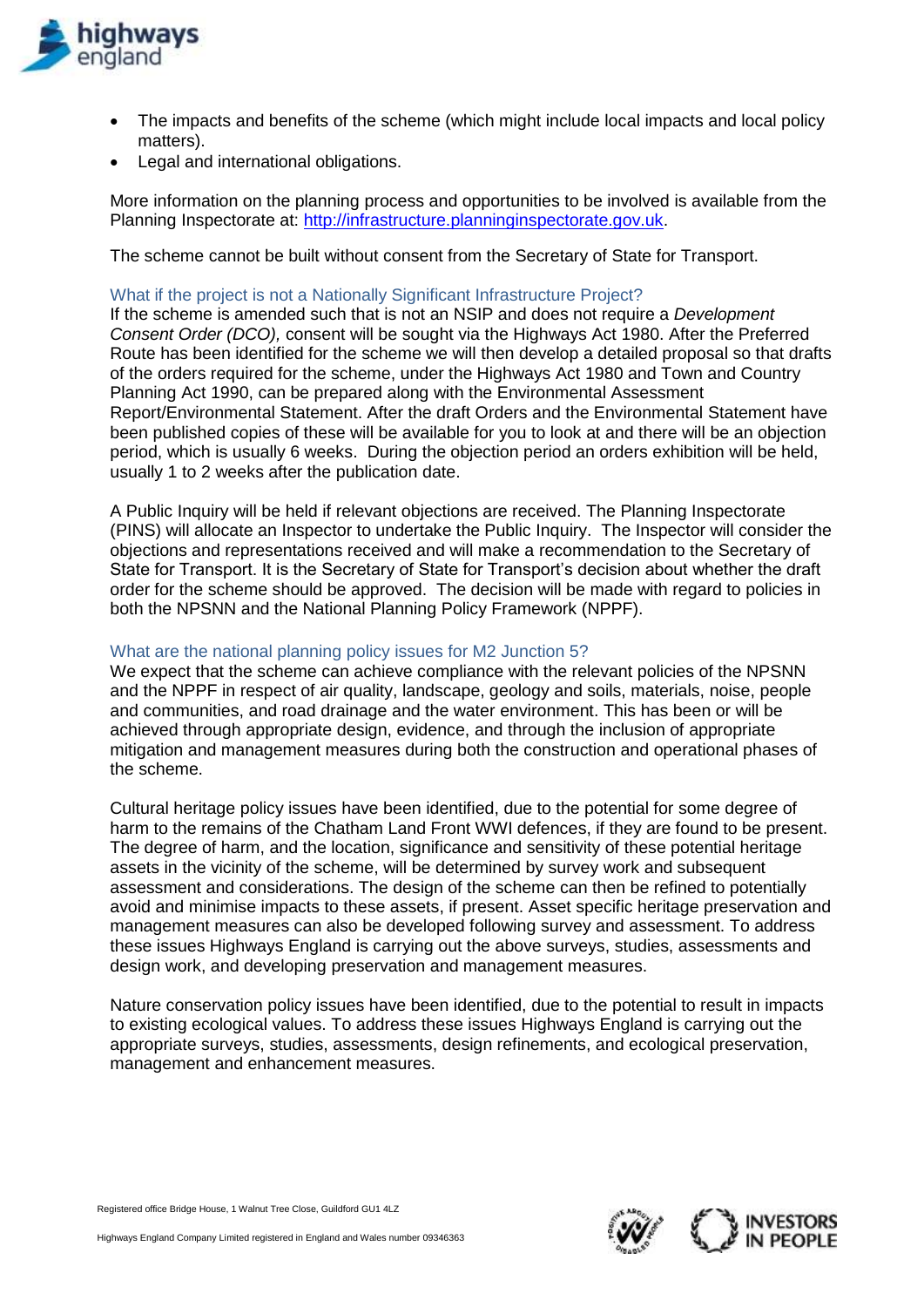- The impacts and benefits of the scheme (which might include local impacts and local policy matters).
- Legal and international obligations.

More information on the planning process and opportunities to be involved is available from the Planning Inspectorate at: http://infrastructure.planninginspectorate.gov.uk.

The scheme cannot be built without consent from the Secretary of State for Transport.

### What if the project is not a Nationally Significant Infrastructure Project?

If the scheme is amended such that is not an NSIP and does not require a *Development Consent Order (DCO),* consent will be sought via the Highways Act 1980. After the Preferred Route has been identified for the scheme we will then develop a detailed proposal so that drafts of the orders required for the scheme, under the Highways Act 1980 and Town and Country Planning Act 1990, can be prepared along with the Environmental Assessment Report/Environmental Statement. After the draft Orders and the Environmental Statement have been published copies of these will be available for you to look at and there will be an objection period, which is usually 6 weeks. During the objection period an orders exhibition will be held, usually 1 to 2 weeks after the publication date.

A Public Inquiry will be held if relevant objections are received. The Planning Inspectorate (PINS) will allocate an Inspector to undertake the Public Inquiry. The Inspector will consider the objections and representations received and will make a recommendation to the Secretary of State for Transport. It is the Secretary of State for Transport's decision about whether the draft order for the scheme should be approved. The decision will be made with regard to policies in both the NPSNN and the National Planning Policy Framework (NPPF).

### What are the national planning policy issues for M2 Junction 5?

We expect that the scheme can achieve compliance with the relevant policies of the NPSNN and the NPPF in respect of air quality, landscape, geology and soils, materials, noise, people and communities, and road drainage and the water environment. This has been or will be achieved through appropriate design, evidence, and through the inclusion of appropriate mitigation and management measures during both the construction and operational phases of the scheme.

Cultural heritage policy issues have been identified, due to the potential for some degree of harm to the remains of the Chatham Land Front WWI defences, if they are found to be present. The degree of harm, and the location, significance and sensitivity of these potential heritage assets in the vicinity of the scheme, will be determined by survey work and subsequent assessment and considerations. The design of the scheme can then be refined to potentially avoid and minimise impacts to these assets, if present. Asset specific heritage preservation and management measures can also be developed following survey and assessment. To address these issues Highways England is carrying out the above surveys, studies, assessments and design work, and developing preservation and management measures.

Nature conservation policy issues have been identified, due to the potential to result in impacts to existing ecological values. To address these issues Highways England is carrying out the appropriate surveys, studies, assessments, design refinements, and ecological preservation, management and enhancement measures.